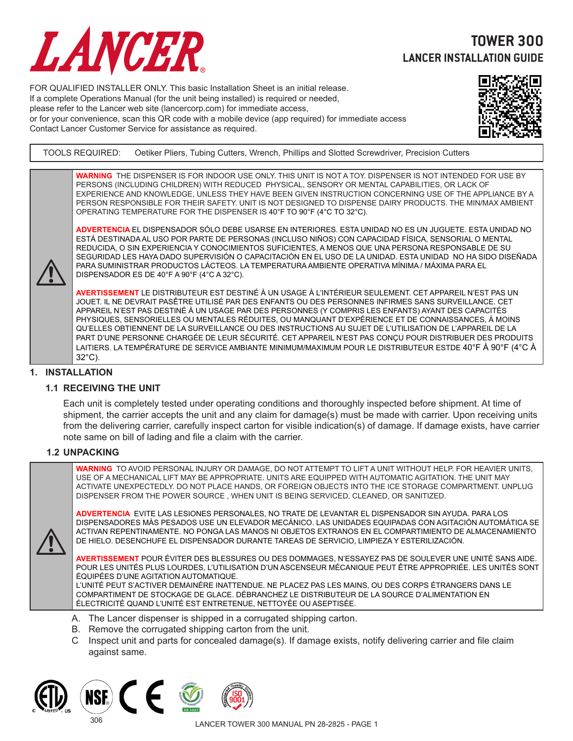# TOWER 300

## LANCER INSTALLATION GUIDE

FOR QUALIFIED INSTALLER ONLY. This basic Installation Sheet is an initial release.
If a complete Operations Manual (for the unit being installed) is required or needed,
please refer to the Lancer web site (lancercorp.com) for immediate access,
or for your convenience, scan this QR code with a mobile device (app required) for immediate access
Contact Lancer Customer Service for assistance as required.

TOOLS REQUIRED: Oetiker Pliers, Tubing Cutters, Wrench, Phillips and Slotted Screwdriver, Precision Cutters

**WARNING** THE DISPENSER IS FOR INDOOR USE ONLY. THIS UNIT IS NOT A TOY. DISPENSER IS NOT INTENDED FOR USE BY PERSONS (INCLUDING CHILDREN) WITH REDUCED PHYSICAL, SENSORY OR MENTAL CAPABILITIES, OR LACK OF EXPERIENCE AND KNOWLEDGE, UNLESS THEY HAVE BEEN GIVEN INSTRUCTION CONCERNING USE OF THE APPLIANCE BY A PERSON RESPONSIBLE FOR THEIR SAFETY. UNIT IS NOT DESIGNED TO DISPENSE DAIRY PRODUCTS. THE MIN/MAX AMBIENT OPERATING TEMPERATURE FOR THE DISPENSER IS 40°F TO 90°F (4°C TO 32°C).

**ADVERTENCIA** EL DISPENSADOR SÓLO DEBE USARSE EN INTERIORES. ESTA UNIDAD NO ES UN JUGUETE. ESTA UNIDAD NO ESTÁ DESTINADA AL USO POR PARTE DE PERSONAS (INCLUSO NIÑOS) CON CAPACIDAD FÍSICA, SENSORIAL O MENTAL REDUCIDA, O SIN EXPERIENCIA Y CONOCIMIENTOS SUFICIENTES, A MENOS QUE UNA PERSONA RESPONSABLE DE SU SEGURIDAD LES HAYA DADO SUPERVISIÓN O CAPACITACIÓN EN EL USO DE LA UNIDAD. ESTA UNIDAD NO HA SIDO DISEÑADA PARA SUMINISTRAR PRODUCTOS LÁCTEOS. LA TEMPERATURA AMBIENTE OPERATIVA MÍNIMA / MÁXIMA PARA EL DISPENSADOR ES DE 40°F A 90°F (4°C A 32°C).

**AVERTISSEMENT** LE DISTRIBUTEUR EST DESTINÉ À UN USAGE À L'INTÉRIEUR SEULEMENT. CET APPAREIL N'EST PAS UN JOUET. IL NE DEVRAIT PASÊTRE UTILISÉ PAR DES ENFANTS OU DES PERSONNES INFIRMES SANS SURVEILLANCE. CET APPAREIL N'EST PAS DESTINÉ À UN USAGE PAR DES PERSONNES (Y COMPRIS LES ENFANTS) AYANT DES CAPACITÉS PHYSIQUES, SENSORIELLES OU MENTALES RÉDUITES, OU MANQUANT D'EXPÉRIENCE ET DE CONNAISSANCES, À MOINS QU'ELLES OBTIENNENT DE LA SURVEILLANCE OU DES INSTRUCTIONS AU SUJET DE L'UTILISATION DE L'APPAREIL DE LA PART D'UNE PERSONNE CHARGÉE DE LEUR SÉCURITÉ. CET APPAREIL N'EST PAS CONÇU POUR DISTRIBUER DES PRODUITS LAITIERS. LA TEMPÉRATURE DE SERVICE AMBIANTE MINIMUM/MAXIMUM POUR LE DISTRIBUTEUR ESTDE 40°F À 90°F (4°C À 32°C).

## 1. INSTALLATION

### 1.1 RECEIVING THE UNIT

Each unit is completely tested under operating conditions and thoroughly inspected before shipment. At time of shipment, the carrier accepts the unit and any claim for damage(s) must be made with carrier. Upon receiving units from the delivering carrier, carefully inspect carton for visible indication(s) of damage. If damage exists, have carrier note same on bill of lading and file a claim with the carrier.

### 1.2 UNPACKING

**WARNING** TO AVOID PERSONAL INJURY OR DAMAGE, DO NOT ATTEMPT TO LIFT A UNIT WITHOUT HELP. FOR HEAVIER UNITS, USE OF A MECHANICAL LIFT MAY BE APPROPRIATE. UNITS ARE EQUIPPED WITH AUTOMATIC AGITATION. THE UNIT MAY ACTIVATE UNEXPECTEDLY. DO NOT PLACE HANDS, OR FOREIGN OBJECTS INTO THE ICE STORAGE COMPARTMENT. UNPLUG DISPENSER FROM THE POWER SOURCE , WHEN UNIT IS BEING SERVICED, CLEANED, OR SANITIZED.

**ADVERTENCIA** EVITE LAS LESIONES PERSONALES, NO TRATE DE LEVANTAR EL DISPENSADOR SIN AYUDA. PARA LOS DISPENSADORES MÀS PESADOS USE UN ELEVADOR MECÁNICO. LAS UNIDADES EQUIPADAS CON AGITACIÓN AUTOMÁTICA SE ACTIVAN REPENTINAMENTE. NO PONGA LAS MANOS NI OBJETOS EXTRANOS EN EL COMPARTIMIENTO DE ALMACENAMIENTO DE HIELO. DESENCHUFE EL DISPENSADOR DURANTE TAREAS DE SERVICIO, LIMPIEZA Y ESTERILIZACIÓN.

**AVERTISSEMENT** POUR ÉVITER DES BLESSURES OU DES DOMMAGES, N'ESSAYEZ PAS DE SOULEVER UNE UNITÉ SANS AIDE. POUR LES UNITÉS PLUS LOURDES, L'UTILISATION D'UN ASCENSEUR MÉCANIQUE PEUT ÊTRE APPROPRIÉE. LES UNITÉS SONT ÉQUIPÉES D'UNE AGITATION AUTOMATIQUE.
L'UNITÉ PEUT S'ACTIVER DEMAINÈRE INATTENDUE. NE PLACEZ PAS LES MAINS, OU DES CORPS ÉTRANGERS DANS LE COMPARTIMENT DE STOCKAGE DE GLACE. DÉBRANCHEZ LE DISTRIBUTEUR DE LA SOURCE D'ALIMENTATION EN ÉLECTRICITÉ QUAND L'UNITÉ EST ENTRETENUE, NETTOYÉE OU ASEPTISÉE.

A. The Lancer dispenser is shipped in a corrugated shipping carton.
B. Remove the corrugated shipping carton from the unit.
C Inspect unit and parts for concealed damage(s). If damage exists, notify delivering carrier and file claim against same.

306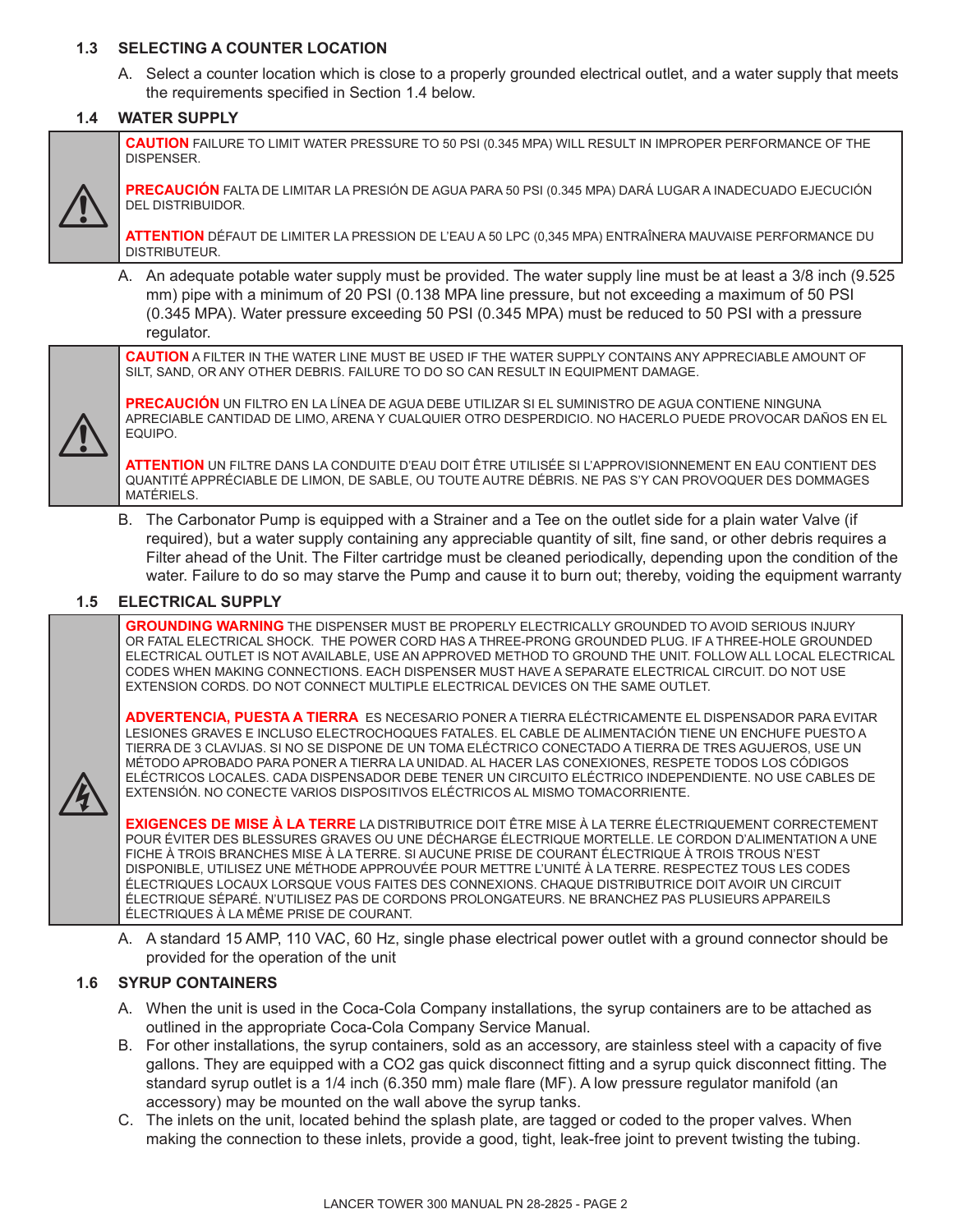### 1.3 SELECTING A COUNTER LOCATION

A. Select a counter location which is close to a properly grounded electrical outlet, and a water supply that meets the requirements specified in Section 1.4 below.

### 1.4 WATER SUPPLY

> **CAUTION** FAILURE TO LIMIT WATER PRESSURE TO 50 PSI (0.345 MPA) WILL RESULT IN IMPROPER PERFORMANCE OF THE DISPENSER.
>
> **PRECAUCIÓN** FALTA DE LIMITAR LA PRESIÓN DE AGUA PARA 50 PSI (0.345 MPA) DARÁ LUGAR A INADECUADO EJECUCIÓN DEL DISTRIBUIDOR.
>
> **ATTENTION** DÉFAUT DE LIMITER LA PRESSION DE L'EAU A 50 LPC (0,345 MPA) ENTRAÎNERA MAUVAISE PERFORMANCE DU DISTRIBUTEUR.

A. An adequate potable water supply must be provided. The water supply line must be at least a 3/8 inch (9.525 mm) pipe with a minimum of 20 PSI (0.138 MPA line pressure, but not exceeding a maximum of 50 PSI (0.345 MPA). Water pressure exceeding 50 PSI (0.345 MPA) must be reduced to 50 PSI with a pressure regulator.

> **CAUTION** A FILTER IN THE WATER LINE MUST BE USED IF THE WATER SUPPLY CONTAINS ANY APPRECIABLE AMOUNT OF SILT, SAND, OR ANY OTHER DEBRIS. FAILURE TO DO SO CAN RESULT IN EQUIPMENT DAMAGE.
>
> **PRECAUCIÓN** UN FILTRO EN LA LÍNEA DE AGUA DEBE UTILIZAR SI EL SUMINISTRO DE AGUA CONTIENE NINGUNA APRECIABLE CANTIDAD DE LIMO, ARENA Y CUALQUIER OTRO DESPERDICIO. NO HACERLO PUEDE PROVOCAR DAÑOS EN EL EQUIPO.
>
> **ATTENTION** UN FILTRE DANS LA CONDUITE D'EAU DOIT ÊTRE UTILISÉE SI L'APPROVISIONNEMENT EN EAU CONTIENT DES QUANTITÉ APPRÉCIABLE DE LIMON, DE SABLE, OU TOUTE AUTRE DÉBRIS. NE PAS S'Y CAN PROVOQUER DES DOMMAGES MATÉRIELS.

B. The Carbonator Pump is equipped with a Strainer and a Tee on the outlet side for a plain water Valve (if required), but a water supply containing any appreciable quantity of silt, fine sand, or other debris requires a Filter ahead of the Unit. The Filter cartridge must be cleaned periodically, depending upon the condition of the water. Failure to do so may starve the Pump and cause it to burn out; thereby, voiding the equipment warranty

### 1.5 ELECTRICAL SUPPLY

> **GROUNDING WARNING** THE DISPENSER MUST BE PROPERLY ELECTRICALLY GROUNDED TO AVOID SERIOUS INJURY OR FATAL ELECTRICAL SHOCK. THE POWER CORD HAS A THREE-PRONG GROUNDED PLUG. IF A THREE-HOLE GROUNDED ELECTRICAL OUTLET IS NOT AVAILABLE, USE AN APPROVED METHOD TO GROUND THE UNIT. FOLLOW ALL LOCAL ELECTRICAL CODES WHEN MAKING CONNECTIONS. EACH DISPENSER MUST HAVE A SEPARATE ELECTRICAL CIRCUIT. DO NOT USE EXTENSION CORDS. DO NOT CONNECT MULTIPLE ELECTRICAL DEVICES ON THE SAME OUTLET.
>
> **ADVERTENCIA, PUESTA A TIERRA** ES NECESARIO PONER A TIERRA ELÉCTRICAMENTE EL DISPENSADOR PARA EVITAR LESIONES GRAVES E INCLUSO ELECTROCHOQUES FATALES. EL CABLE DE ALIMENTACIÓN TIENE UN ENCHUFE PUESTO A TIERRA DE 3 CLAVIJAS. SI NO SE DISPONE DE UN TOMA ELÉCTRICO CONECTADO A TIERRA DE TRES AGUJEROS, USE UN MÉTODO APROBADO PARA PONER A TIERRA LA UNIDAD. AL HACER LAS CONEXIONES, RESPETE TODOS LOS CÓDIGOS ELÉCTRICOS LOCALES. CADA DISPENSADOR DEBE TENER UN CIRCUITO ELÉCTRICO INDEPENDIENTE. NO USE CABLES DE EXTENSIÓN. NO CONECTE VARIOS DISPOSITIVOS ELÉCTRICOS AL MISMO TOMACORRIENTE.
>
> **EXIGENCES DE MISE À LA TERRE** LA DISTRIBUTRICE DOIT ÊTRE MISE À LA TERRE ÉLECTRIQUEMENT CORRECTEMENT POUR ÉVITER DES BLESSURES GRAVES OU UNE DÉCHARGE ÉLECTRIQUE MORTELLE. LE CORDON D'ALIMENTATION A UNE FICHE À TROIS BRANCHES MISE À LA TERRE. SI AUCUNE PRISE DE COURANT ÉLECTRIQUE À TROIS TROUS N'EST DISPONIBLE, UTILISEZ UNE MÉTHODE APPROUVÉE POUR METTRE L'UNITÉ À LA TERRE. RESPECTEZ TOUS LES CODES ÉLECTRIQUES LOCAUX LORSQUE VOUS FAITES DES CONNEXIONS. CHAQUE DISTRIBUTRICE DOIT AVOIR UN CIRCUIT ÉLECTRIQUE SÉPARÉ. N'UTILISEZ PAS DE CORDONS PROLONGATEURS. NE BRANCHEZ PAS PLUSIEURS APPAREILS ÉLECTRIQUES À LA MÊME PRISE DE COURANT.

A. A standard 15 AMP, 110 VAC, 60 Hz, single phase electrical power outlet with a ground connector should be provided for the operation of the unit

### 1.6 SYRUP CONTAINERS

A. When the unit is used in the Coca-Cola Company installations, the syrup containers are to be attached as outlined in the appropriate Coca-Cola Company Service Manual.

B. For other installations, the syrup containers, sold as an accessory, are stainless steel with a capacity of five gallons. They are equipped with a $CO_2$ gas quick disconnect fitting and a syrup quick disconnect fitting. The standard syrup outlet is a 1/4 inch (6.350 mm) male flare (MF). A low pressure regulator manifold (an accessory) may be mounted on the wall above the syrup tanks.

C. The inlets on the unit, located behind the splash plate, are tagged or coded to the proper valves. When making the connection to these inlets, provide a good, tight, leak-free joint to prevent twisting the tubing.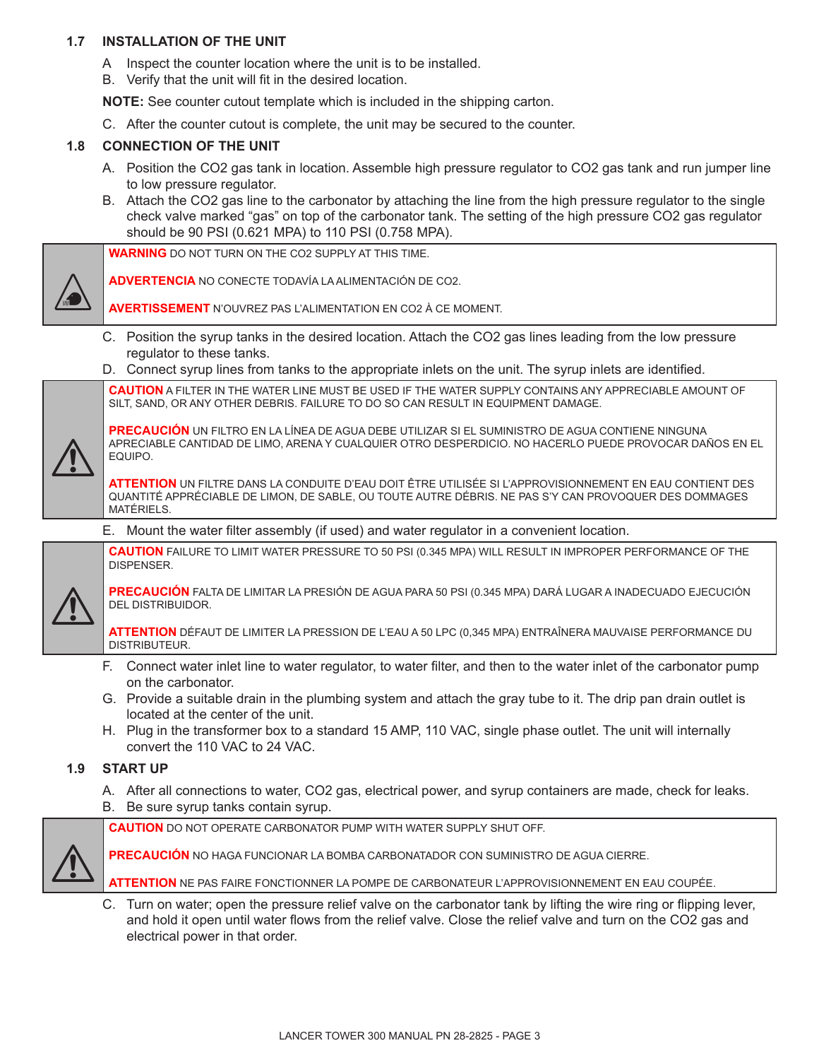### 1.7 INSTALLATION OF THE UNIT

A Inspect the counter location where the unit is to be installed.

B. Verify that the unit will fit in the desired location.

**NOTE:** See counter cutout template which is included in the shipping carton.

C. After the counter cutout is complete, the unit may be secured to the counter.

### 1.8 CONNECTION OF THE UNIT

A. Position the $CO_2$ gas tank in location. Assemble high pressure regulator to $CO_2$ gas tank and run jumper line to low pressure regulator.

B. Attach the $CO_2$ gas line to the carbonator by attaching the line from the high pressure regulator to the single check valve marked "gas" on top of the carbonator tank. The setting of the high pressure $CO_2$ gas regulator should be 90 PSI (0.621 MPA) to 110 PSI (0.758 MPA).

> **WARNING** DO NOT TURN ON THE CO2 SUPPLY AT THIS TIME.
>
> **ADVERTENCIA** NO CONECTE TODAVÍA LA ALIMENTACIÓN DE CO2.
>
> **AVERTISSEMENT** N'OUVREZ PAS L'ALIMENTATION EN CO2 À CE MOMENT.

C. Position the syrup tanks in the desired location. Attach the $CO_2$ gas lines leading from the low pressure regulator to these tanks.

D. Connect syrup lines from tanks to the appropriate inlets on the unit. The syrup inlets are identified.

> **CAUTION** A FILTER IN THE WATER LINE MUST BE USED IF THE WATER SUPPLY CONTAINS ANY APPRECIABLE AMOUNT OF SILT, SAND, OR ANY OTHER DEBRIS. FAILURE TO DO SO CAN RESULT IN EQUIPMENT DAMAGE.
>
> **PRECAUCIÓN** UN FILTRO EN LA LÍNEA DE AGUA DEBE UTILIZAR SI EL SUMINISTRO DE AGUA CONTIENE NINGUNA APRECIABLE CANTIDAD DE LIMO, ARENA Y CUALQUIER OTRO DESPERDICIO. NO HACERLO PUEDE PROVOCAR DAÑOS EN EL EQUIPO.
>
> **ATTENTION** UN FILTRE DANS LA CONDUITE D'EAU DOIT ÊTRE UTILISÉE SI L'APPROVISIONNEMENT EN EAU CONTIENT DES QUANTITÉ APPRÉCIABLE DE LIMON, DE SABLE, OU TOUTE AUTRE DÉBRIS. NE PAS S'Y CAN PROVOQUER DES DOMMAGES MATÉRIELS.

E. Mount the water filter assembly (if used) and water regulator in a convenient location.

> **CAUTION** FAILURE TO LIMIT WATER PRESSURE TO 50 PSI (0.345 MPA) WILL RESULT IN IMPROPER PERFORMANCE OF THE DISPENSER.
>
> **PRECAUCIÓN** FALTA DE LIMITAR LA PRESIÓN DE AGUA PARA 50 PSI (0.345 MPA) DARÁ LUGAR A INADECUADO EJECUCIÓN DEL DISTRIBUIDOR.
>
> **ATTENTION** DÉFAUT DE LIMITER LA PRESSION DE L'EAU A 50 LPC (0,345 MPA) ENTRAÎNERA MAUVAISE PERFORMANCE DU DISTRIBUTEUR.

F. Connect water inlet line to water regulator, to water filter, and then to the water inlet of the carbonator pump on the carbonator.

G. Provide a suitable drain in the plumbing system and attach the gray tube to it. The drip pan drain outlet is located at the center of the unit.

H. Plug in the transformer box to a standard 15 AMP, 110 VAC, single phase outlet. The unit will internally convert the 110 VAC to 24 VAC.

### 1.9 START UP

A. After all connections to water, $CO_2$ gas, electrical power, and syrup containers are made, check for leaks.

B. Be sure syrup tanks contain syrup.

> **CAUTION** DO NOT OPERATE CARBONATOR PUMP WITH WATER SUPPLY SHUT OFF.
>
> **PRECAUCIÓN** NO HAGA FUNCIONAR LA BOMBA CARBONATADOR CON SUMINISTRO DE AGUA CIERRE.
>
> **ATTENTION** NE PAS FAIRE FONCTIONNER LA POMPE DE CARBONATEUR L'APPROVISIONNEMENT EN EAU COUPÉE.

C. Turn on water; open the pressure relief valve on the carbonator tank by lifting the wire ring or flipping lever, and hold it open until water flows from the relief valve. Close the relief valve and turn on the $CO_2$ gas and electrical power in that order.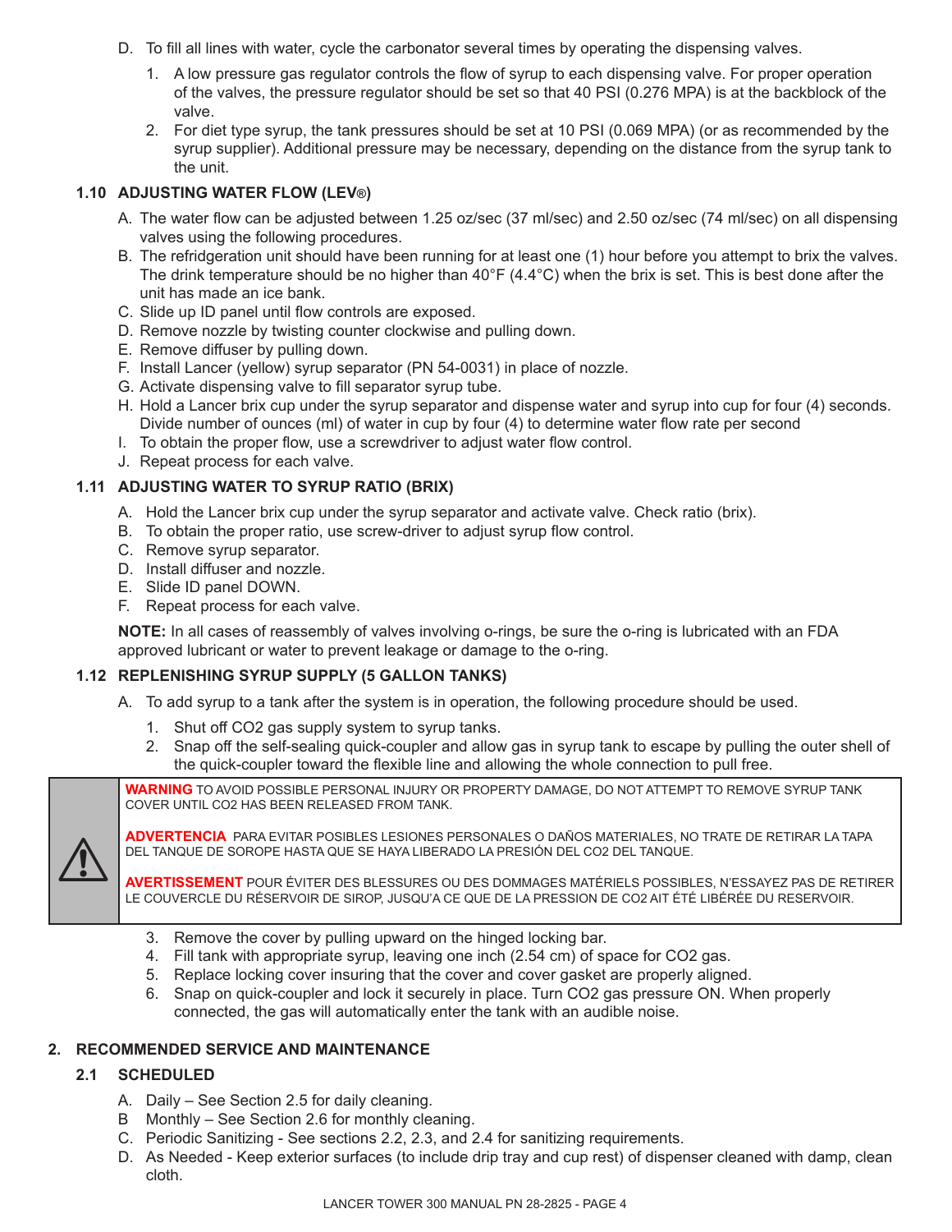D. To fill all lines with water, cycle the carbonator several times by operating the dispensing valves.

1. A low pressure gas regulator controls the flow of syrup to each dispensing valve. For proper operation of the valves, the pressure regulator should be set so that 40 PSI (0.276 MPA) is at the backblock of the valve.
2. For diet type syrup, the tank pressures should be set at 10 PSI (0.069 MPA) (or as recommended by the syrup supplier). Additional pressure may be necessary, depending on the distance from the syrup tank to the unit.

### 1.10 ADJUSTING WATER FLOW (LEV®)

A. The water flow can be adjusted between 1.25 oz/sec (37 ml/sec) and 2.50 oz/sec (74 ml/sec) on all dispensing valves using the following procedures.
B. The refridgeration unit should have been running for at least one (1) hour before you attempt to brix the valves. The drink temperature should be no higher than 40°F (4.4°C) when the brix is set. This is best done after the unit has made an ice bank.
C. Slide up ID panel until flow controls are exposed.
D. Remove nozzle by twisting counter clockwise and pulling down.
E. Remove diffuser by pulling down.
F. Install Lancer (yellow) syrup separator (PN 54-0031) in place of nozzle.
G. Activate dispensing valve to fill separator syrup tube.
H. Hold a Lancer brix cup under the syrup separator and dispense water and syrup into cup for four (4) seconds. Divide number of ounces (ml) of water in cup by four (4) to determine water flow rate per second
I. To obtain the proper flow, use a screwdriver to adjust water flow control.
J. Repeat process for each valve.

### 1.11 ADJUSTING WATER TO SYRUP RATIO (BRIX)

A. Hold the Lancer brix cup under the syrup separator and activate valve. Check ratio (brix).
B. To obtain the proper ratio, use screw-driver to adjust syrup flow control.
C. Remove syrup separator.
D. Install diffuser and nozzle.
E. Slide ID panel DOWN.
F. Repeat process for each valve.

**NOTE:** In all cases of reassembly of valves involving o-rings, be sure the o-ring is lubricated with an FDA approved lubricant or water to prevent leakage or damage to the o-ring.

### 1.12 REPLENISHING SYRUP SUPPLY (5 GALLON TANKS)

A. To add syrup to a tank after the system is in operation, the following procedure should be used.

1. Shut off CO2 gas supply system to syrup tanks.
2. Snap off the self-sealing quick-coupler and allow gas in syrup tank to escape by pulling the outer shell of the quick-coupler toward the flexible line and allowing the whole connection to pull free.

> **WARNING** TO AVOID POSSIBLE PERSONAL INJURY OR PROPERTY DAMAGE, DO NOT ATTEMPT TO REMOVE SYRUP TANK COVER UNTIL CO2 HAS BEEN RELEASED FROM TANK.
>
> **ADVERTENCIA** PARA EVITAR POSIBLES LESIONES PERSONALES O DAÑOS MATERIALES, NO TRATE DE RETIRAR LA TAPA DEL TANQUE DE SOROPE HASTA QUE SE HAYA LIBERADO LA PRESIÓN DEL CO2 DEL TANQUE.
>
> **AVERTISSEMENT** POUR ÉVITER DES BLESSURES OU DES DOMMAGES MATÉRIELS POSSIBLES, N'ESSAYEZ PAS DE RETIRER LE COUVERCLE DU RÉSERVOIR DE SIROP, JUSQU'A CE QUE DE LA PRESSION DE CO2 AIT ÉTÉ LIBÉRÉE DU RESERVOIR.

3. Remove the cover by pulling upward on the hinged locking bar.
4. Fill tank with appropriate syrup, leaving one inch (2.54 cm) of space for CO2 gas.
5. Replace locking cover insuring that the cover and cover gasket are properly aligned.
6. Snap on quick-coupler and lock it securely in place. Turn CO2 gas pressure ON. When properly connected, the gas will automatically enter the tank with an audible noise.

## 2. RECOMMENDED SERVICE AND MAINTENANCE

### 2.1 SCHEDULED

A. Daily – See Section 2.5 for daily cleaning.
B Monthly – See Section 2.6 for monthly cleaning.
C. Periodic Sanitizing - See sections 2.2, 2.3, and 2.4 for sanitizing requirements.
D. As Needed - Keep exterior surfaces (to include drip tray and cup rest) of dispenser cleaned with damp, clean cloth.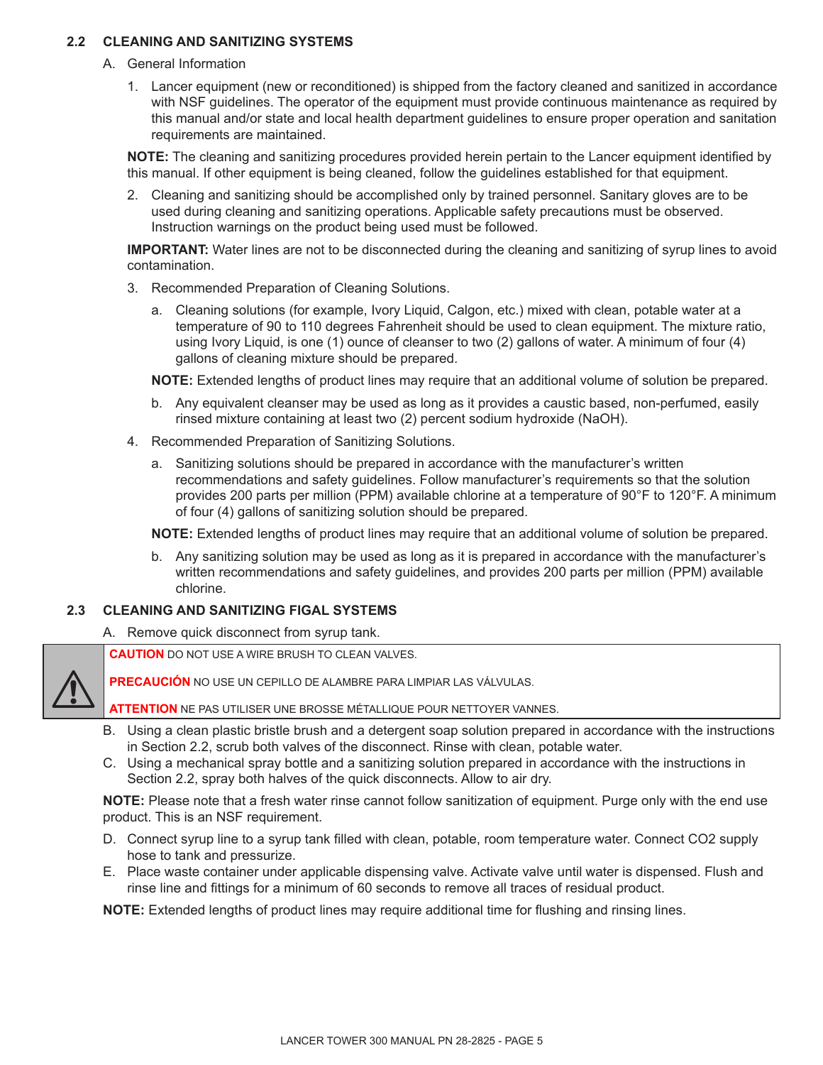## 2.2 CLEANING AND SANITIZING SYSTEMS

A. General Information

1. Lancer equipment (new or reconditioned) is shipped from the factory cleaned and sanitized in accordance with NSF guidelines. The operator of the equipment must provide continuous maintenance as required by this manual and/or state and local health department guidelines to ensure proper operation and sanitation requirements are maintained.

**NOTE:** The cleaning and sanitizing procedures provided herein pertain to the Lancer equipment identified by this manual. If other equipment is being cleaned, follow the guidelines established for that equipment.

2. Cleaning and sanitizing should be accomplished only by trained personnel. Sanitary gloves are to be used during cleaning and sanitizing operations. Applicable safety precautions must be observed. Instruction warnings on the product being used must be followed.

**IMPORTANT:** Water lines are not to be disconnected during the cleaning and sanitizing of syrup lines to avoid contamination.

3. Recommended Preparation of Cleaning Solutions.

   a. Cleaning solutions (for example, Ivory Liquid, Calgon, etc.) mixed with clean, potable water at a temperature of 90 to 110 degrees Fahrenheit should be used to clean equipment. The mixture ratio, using Ivory Liquid, is one (1) ounce of cleanser to two (2) gallons of water. A minimum of four (4) gallons of cleaning mixture should be prepared.

   **NOTE:** Extended lengths of product lines may require that an additional volume of solution be prepared.

   b. Any equivalent cleanser may be used as long as it provides a caustic based, non-perfumed, easily rinsed mixture containing at least two (2) percent sodium hydroxide (NaOH).

4. Recommended Preparation of Sanitizing Solutions.

   a. Sanitizing solutions should be prepared in accordance with the manufacturer's written recommendations and safety guidelines. Follow manufacturer's requirements so that the solution provides 200 parts per million (PPM) available chlorine at a temperature of 90°F to 120°F. A minimum of four (4) gallons of sanitizing solution should be prepared.

   **NOTE:** Extended lengths of product lines may require that an additional volume of solution be prepared.

   b. Any sanitizing solution may be used as long as it is prepared in accordance with the manufacturer's written recommendations and safety guidelines, and provides 200 parts per million (PPM) available chlorine.

## 2.3 CLEANING AND SANITIZING FIGAL SYSTEMS

A. Remove quick disconnect from syrup tank.

> **CAUTION** DO NOT USE A WIRE BRUSH TO CLEAN VALVES.
>
> **PRECAUCIÓN** NO USE UN CEPILLO DE ALAMBRE PARA LIMPIAR LAS VÁLVULAS.
>
> **ATTENTION** NE PAS UTILISER UNE BROSSE MÉTALLIQUE POUR NETTOYER VANNES.

B. Using a clean plastic bristle brush and a detergent soap solution prepared in accordance with the instructions in Section 2.2, scrub both valves of the disconnect. Rinse with clean, potable water.

C. Using a mechanical spray bottle and a sanitizing solution prepared in accordance with the instructions in Section 2.2, spray both halves of the quick disconnects. Allow to air dry.

**NOTE:** Please note that a fresh water rinse cannot follow sanitization of equipment. Purge only with the end use product. This is an NSF requirement.

D. Connect syrup line to a syrup tank filled with clean, potable, room temperature water. Connect CO2 supply hose to tank and pressurize.

E. Place waste container under applicable dispensing valve. Activate valve until water is dispensed. Flush and rinse line and fittings for a minimum of 60 seconds to remove all traces of residual product.

**NOTE:** Extended lengths of product lines may require additional time for flushing and rinsing lines.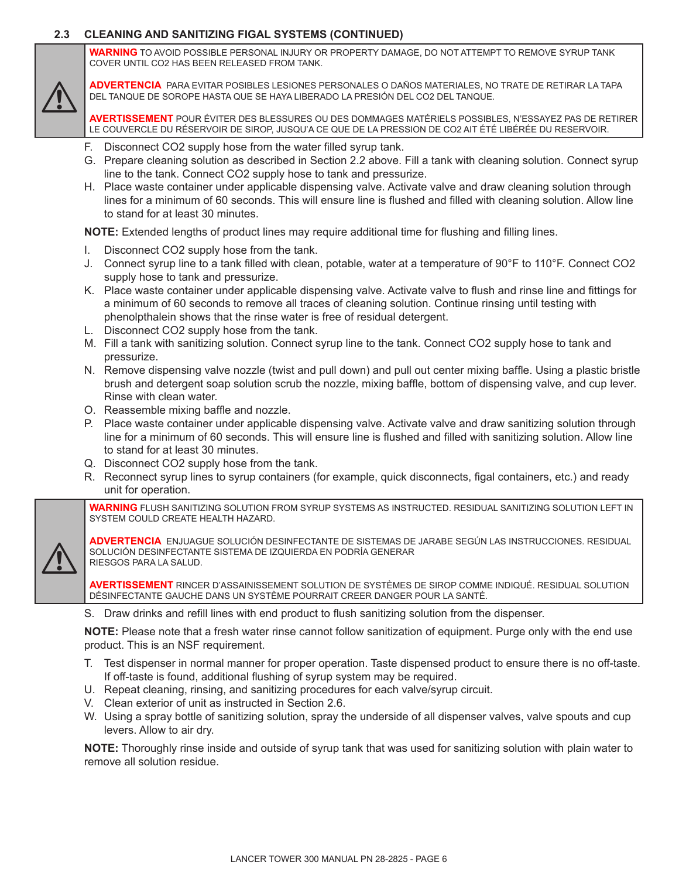## 2.3 CLEANING AND SANITIZING FIGAL SYSTEMS (CONTINUED)

**WARNING** TO AVOID POSSIBLE PERSONAL INJURY OR PROPERTY DAMAGE, DO NOT ATTEMPT TO REMOVE SYRUP TANK COVER UNTIL CO2 HAS BEEN RELEASED FROM TANK.

**ADVERTENCIA** PARA EVITAR POSIBLES LESIONES PERSONALES O DAÑOS MATERIALES, NO TRATE DE RETIRAR LA TAPA DEL TANQUE DE SOROPE HASTA QUE SE HAYA LIBERADO LA PRESIÓN DEL CO2 DEL TANQUE.

**AVERTISSEMENT** POUR ÉVITER DES BLESSURES OU DES DOMMAGES MATÉRIELS POSSIBLES, N'ESSAYEZ PAS DE RETIRER LE COUVERCLE DU RÉSERVOIR DE SIROP, JUSQU'A CE QUE DE LA PRESSION DE CO2 AIT ÉTÉ LIBÉRÉE DU RESERVOIR.

F. Disconnect CO2 supply hose from the water filled syrup tank.

G. Prepare cleaning solution as described in Section 2.2 above. Fill a tank with cleaning solution. Connect syrup line to the tank. Connect CO2 supply hose to tank and pressurize.

H. Place waste container under applicable dispensing valve. Activate valve and draw cleaning solution through lines for a minimum of 60 seconds. This will ensure line is flushed and filled with cleaning solution. Allow line to stand for at least 30 minutes.

**NOTE:** Extended lengths of product lines may require additional time for flushing and filling lines.

I. Disconnect CO2 supply hose from the tank.

J. Connect syrup line to a tank filled with clean, potable, water at a temperature of 90°F to 110°F. Connect CO2 supply hose to tank and pressurize.

K. Place waste container under applicable dispensing valve. Activate valve to flush and rinse line and fittings for a minimum of 60 seconds to remove all traces of cleaning solution. Continue rinsing until testing with phenolpthalein shows that the rinse water is free of residual detergent.

L. Disconnect CO2 supply hose from the tank.

M. Fill a tank with sanitizing solution. Connect syrup line to the tank. Connect CO2 supply hose to tank and pressurize.

N. Remove dispensing valve nozzle (twist and pull down) and pull out center mixing baffle. Using a plastic bristle brush and detergent soap solution scrub the nozzle, mixing baffle, bottom of dispensing valve, and cup lever. Rinse with clean water.

O. Reassemble mixing baffle and nozzle.

P. Place waste container under applicable dispensing valve. Activate valve and draw sanitizing solution through line for a minimum of 60 seconds. This will ensure line is flushed and filled with sanitizing solution. Allow line to stand for at least 30 minutes.

Q. Disconnect CO2 supply hose from the tank.

R. Reconnect syrup lines to syrup containers (for example, quick disconnects, figal containers, etc.) and ready unit for operation.

**WARNING** FLUSH SANITIZING SOLUTION FROM SYRUP SYSTEMS AS INSTRUCTED. RESIDUAL SANITIZING SOLUTION LEFT IN SYSTEM COULD CREATE HEALTH HAZARD.

**ADVERTENCIA** ENJUAGUE SOLUCIÓN DESINFECTANTE DE SISTEMAS DE JARABE SEGÚN LAS INSTRUCCIONES. RESIDUAL SOLUCIÓN DESINFECTANTE SISTEMA DE IZQUIERDA EN PODRÍA GENERAR RIESGOS PARA LA SALUD.

**AVERTISSEMENT** RINCER D'ASSAINISSEMENT SOLUTION DE SYSTÈMES DE SIROP COMME INDIQUÉ. RESIDUAL SOLUTION DÉSINFECTANTE GAUCHE DANS UN SYSTÈME POURRAIT CREER DANGER POUR LA SANTÉ.

S. Draw drinks and refill lines with end product to flush sanitizing solution from the dispenser.

**NOTE:** Please note that a fresh water rinse cannot follow sanitization of equipment. Purge only with the end use product. This is an NSF requirement.

T. Test dispenser in normal manner for proper operation. Taste dispensed product to ensure there is no off-taste. If off-taste is found, additional flushing of syrup system may be required.

U. Repeat cleaning, rinsing, and sanitizing procedures for each valve/syrup circuit.

V. Clean exterior of unit as instructed in Section 2.6.

W. Using a spray bottle of sanitizing solution, spray the underside of all dispenser valves, valve spouts and cup levers. Allow to air dry.

**NOTE:** Thoroughly rinse inside and outside of syrup tank that was used for sanitizing solution with plain water to remove all solution residue.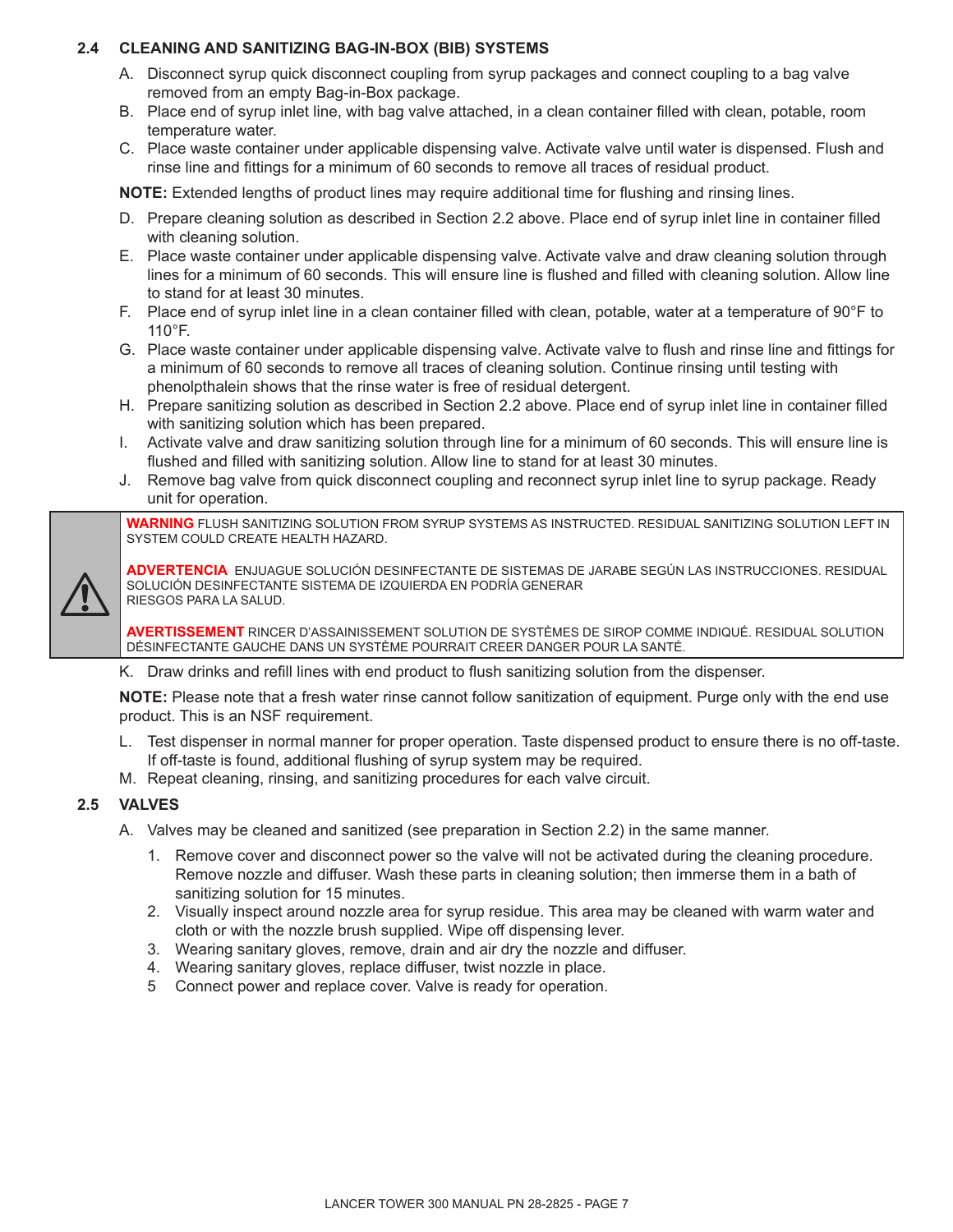## 2.4 CLEANING AND SANITIZING BAG-IN-BOX (BIB) SYSTEMS

A. Disconnect syrup quick disconnect coupling from syrup packages and connect coupling to a bag valve removed from an empty Bag-in-Box package.

B. Place end of syrup inlet line, with bag valve attached, in a clean container filled with clean, potable, room temperature water.

C. Place waste container under applicable dispensing valve. Activate valve until water is dispensed. Flush and rinse line and fittings for a minimum of 60 seconds to remove all traces of residual product.

**NOTE:** Extended lengths of product lines may require additional time for flushing and rinsing lines.

D. Prepare cleaning solution as described in Section 2.2 above. Place end of syrup inlet line in container filled with cleaning solution.

E. Place waste container under applicable dispensing valve. Activate valve and draw cleaning solution through lines for a minimum of 60 seconds. This will ensure line is flushed and filled with cleaning solution. Allow line to stand for at least 30 minutes.

F. Place end of syrup inlet line in a clean container filled with clean, potable, water at a temperature of 90°F to 110°F.

G. Place waste container under applicable dispensing valve. Activate valve to flush and rinse line and fittings for a minimum of 60 seconds to remove all traces of cleaning solution. Continue rinsing until testing with phenolpthalein shows that the rinse water is free of residual detergent.

H. Prepare sanitizing solution as described in Section 2.2 above. Place end of syrup inlet line in container filled with sanitizing solution which has been prepared.

I. Activate valve and draw sanitizing solution through line for a minimum of 60 seconds. This will ensure line is flushed and filled with sanitizing solution. Allow line to stand for at least 30 minutes.

J. Remove bag valve from quick disconnect coupling and reconnect syrup inlet line to syrup package. Ready unit for operation.

> **WARNING** FLUSH SANITIZING SOLUTION FROM SYRUP SYSTEMS AS INSTRUCTED. RESIDUAL SANITIZING SOLUTION LEFT IN SYSTEM COULD CREATE HEALTH HAZARD.
>
> **ADVERTENCIA** ENJUAGUE SOLUCIÓN DESINFECTANTE DE SISTEMAS DE JARABE SEGÚN LAS INSTRUCCIONES. RESIDUAL SOLUCIÓN DESINFECTANTE SISTEMA DE IZQUIERDA EN PODRÍA GENERAR RIESGOS PARA LA SALUD.
>
> **AVERTISSEMENT** RINCER D'ASSAINISSEMENT SOLUTION DE SYSTÈMES DE SIROP COMME INDIQUÉ. RESIDUAL SOLUTION DÉSINFECTANTE GAUCHE DANS UN SYSTÈME POURRAIT CREER DANGER POUR LA SANTÉ.

K. Draw drinks and refill lines with end product to flush sanitizing solution from the dispenser.

**NOTE:** Please note that a fresh water rinse cannot follow sanitization of equipment. Purge only with the end use product. This is an NSF requirement.

L. Test dispenser in normal manner for proper operation. Taste dispensed product to ensure there is no off-taste. If off-taste is found, additional flushing of syrup system may be required.

M. Repeat cleaning, rinsing, and sanitizing procedures for each valve circuit.

## 2.5 VALVES

A. Valves may be cleaned and sanitized (see preparation in Section 2.2) in the same manner.

1. Remove cover and disconnect power so the valve will not be activated during the cleaning procedure. Remove nozzle and diffuser. Wash these parts in cleaning solution; then immerse them in a bath of sanitizing solution for 15 minutes.
2. Visually inspect around nozzle area for syrup residue. This area may be cleaned with warm water and cloth or with the nozzle brush supplied. Wipe off dispensing lever.
3. Wearing sanitary gloves, remove, drain and air dry the nozzle and diffuser.
4. Wearing sanitary gloves, replace diffuser, twist nozzle in place.
5. Connect power and replace cover. Valve is ready for operation.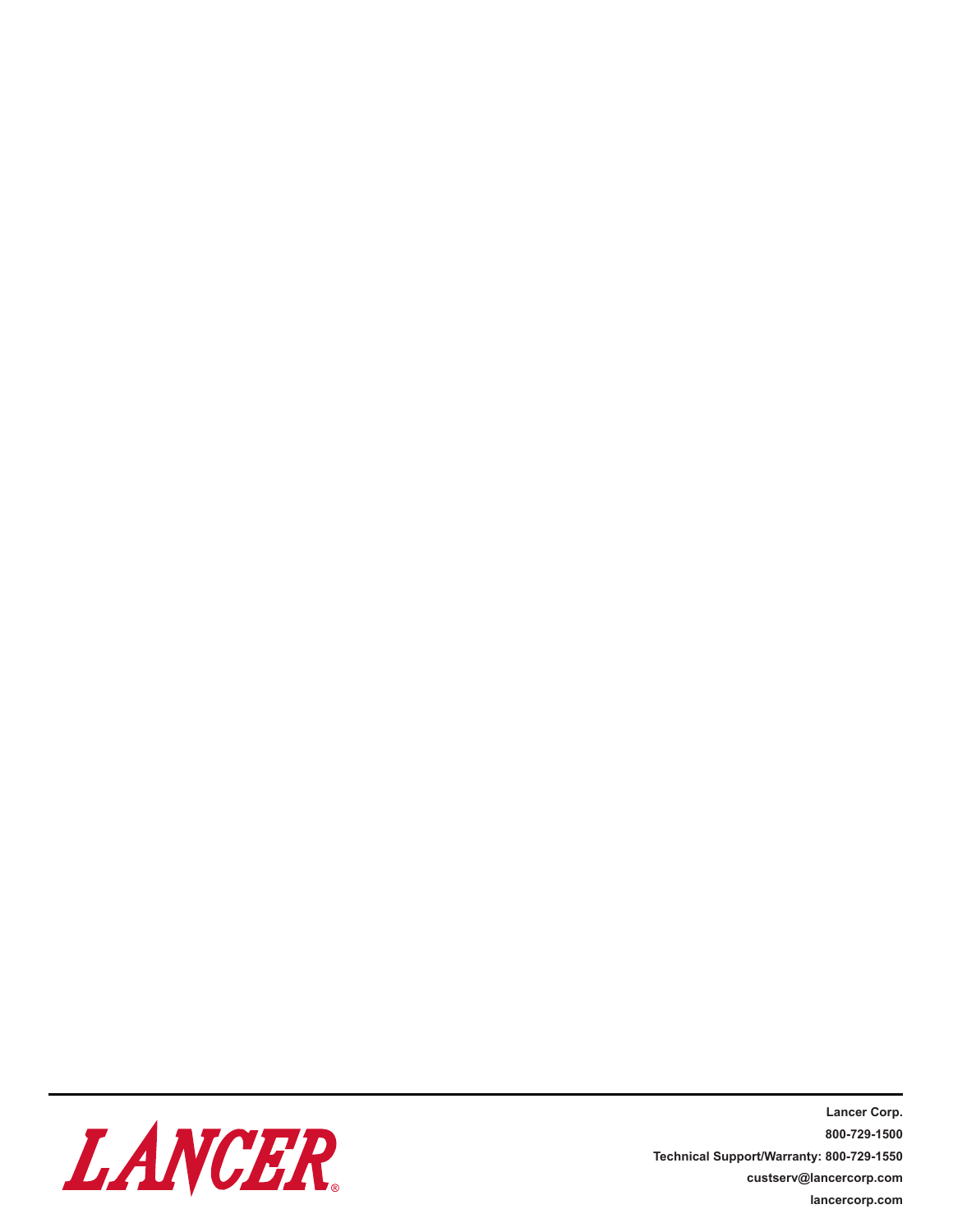LANCER®

**Lancer Corp.**

**800-729-1500**

**Technical Support/Warranty: 800-729-1550**

**custserv@lancercorp.com**

**lancercorp.com**